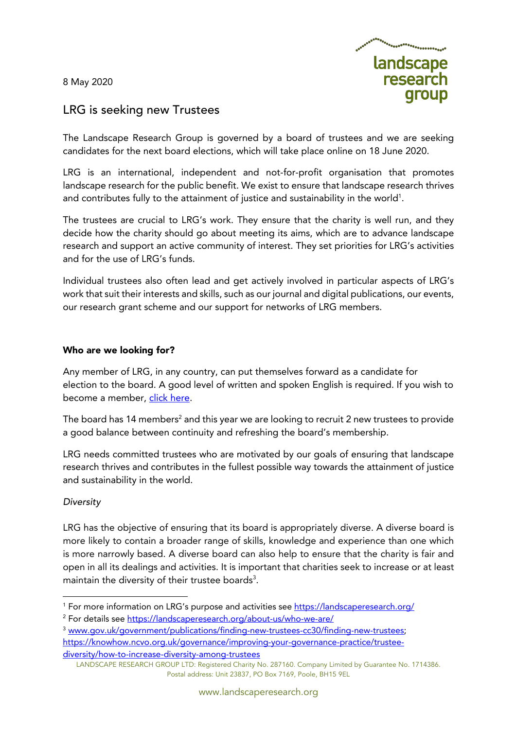8 May 2020

# LRG is seeking new Trustees

The Landscape Research Group is governed by a board of trustees and we are seeking candidates for the next board elections, which will take place online on 18 June 2020.

LRG is an international, independent and not-for-profit organisation that promotes landscape research for the public benefit. We exist to ensure that landscape research thrives and contributes fully to the attainment of justice and sustainability in the world[1].

The trustees are crucial to LRG's work. They ensure that the charity is well run, and they decide how the charity should go about meeting its aims, which are to advance landscape research and support an active community of interest. They set priorities for LRG's activities and for the use of LRG's funds.

Individual trustees also often lead and get actively involved in particular aspects of LRG's work that suit their interests and skills, such as our journal and digital publications, our events, our research grant scheme and our support for networks of LRG members.

## Who are we looking for?

Any member of LRG, in any country, can put themselves forward as a candidate for election to the board. A good level of written and spoken English is required. If you wish to become a member, click here.

The board has 14 members[2] and this year we are looking to recruit 2 new trustees to provide a good balance between continuity and refreshing the board's membership.

LRG needs committed trustees who are motivated by our goals of ensuring that landscape research thrives and contributes in the fullest possible way towards the attainment of justice and sustainability in the world.

### *Diversity*

LRG has the objective of ensuring that its board is appropriately diverse. A diverse board is more likely to contain a broader range of skills, knowledge and experience than one which is more narrowly based. A diverse board can also help to ensure that the charity is fair and open in all its dealings and activities. It is important that charities seek to increase or at least maintain the diversity of their trustee boards[3].

---

[1] For more information on LRG's purpose and activities see https://landscaperesearch.org/

[2] For details see https://landscaperesearch.org/about-us/who-we-are/

[3] www.gov.uk/government/publications/finding-new-trustees-cc30/finding-new-trustees; https://knowhow.ncvo.org.uk/governance/improving-your-governance-practice/trustee-diversity/how-to-increase-diversity-among-trustees

LANDSCAPE RESEARCH GROUP LTD: Registered Charity No. 287160. Company Limited by Guarantee No. 1714386. Postal address: Unit 23837, PO Box 7169, Poole, BH15 9EL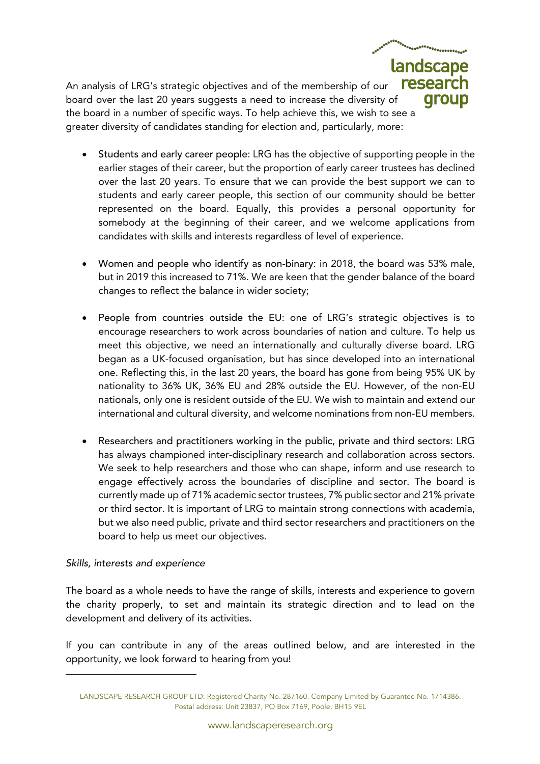An analysis of LRG's strategic objectives and of the membership of our board over the last 20 years suggests a need to increase the diversity of the board in a number of specific ways. To help achieve this, we wish to see a greater diversity of candidates standing for election and, particularly, more:

- Students and early career people: LRG has the objective of supporting people in the earlier stages of their career, but the proportion of early career trustees has declined over the last 20 years. To ensure that we can provide the best support we can to students and early career people, this section of our community should be better represented on the board. Equally, this provides a personal opportunity for somebody at the beginning of their career, and we welcome applications from candidates with skills and interests regardless of level of experience.

- Women and people who identify as non-binary: in 2018, the board was 53% male, but in 2019 this increased to 71%. We are keen that the gender balance of the board changes to reflect the balance in wider society;

- People from countries outside the EU: one of LRG's strategic objectives is to encourage researchers to work across boundaries of nation and culture. To help us meet this objective, we need an internationally and culturally diverse board. LRG began as a UK-focused organisation, but has since developed into an international one. Reflecting this, in the last 20 years, the board has gone from being 95% UK by nationality to 36% UK, 36% EU and 28% outside the EU. However, of the non-EU nationals, only one is resident outside of the EU. We wish to maintain and extend our international and cultural diversity, and welcome nominations from non-EU members.

- Researchers and practitioners working in the public, private and third sectors: LRG has always championed inter-disciplinary research and collaboration across sectors. We seek to help researchers and those who can shape, inform and use research to engage effectively across the boundaries of discipline and sector. The board is currently made up of 71% academic sector trustees, 7% public sector and 21% private or third sector. It is important of LRG to maintain strong connections with academia, but we also need public, private and third sector researchers and practitioners on the board to help us meet our objectives.

*Skills, interests and experience*

The board as a whole needs to have the range of skills, interests and experience to govern the charity properly, to set and maintain its strategic direction and to lead on the development and delivery of its activities.

If you can contribute in any of the areas outlined below, and are interested in the opportunity, we look forward to hearing from you!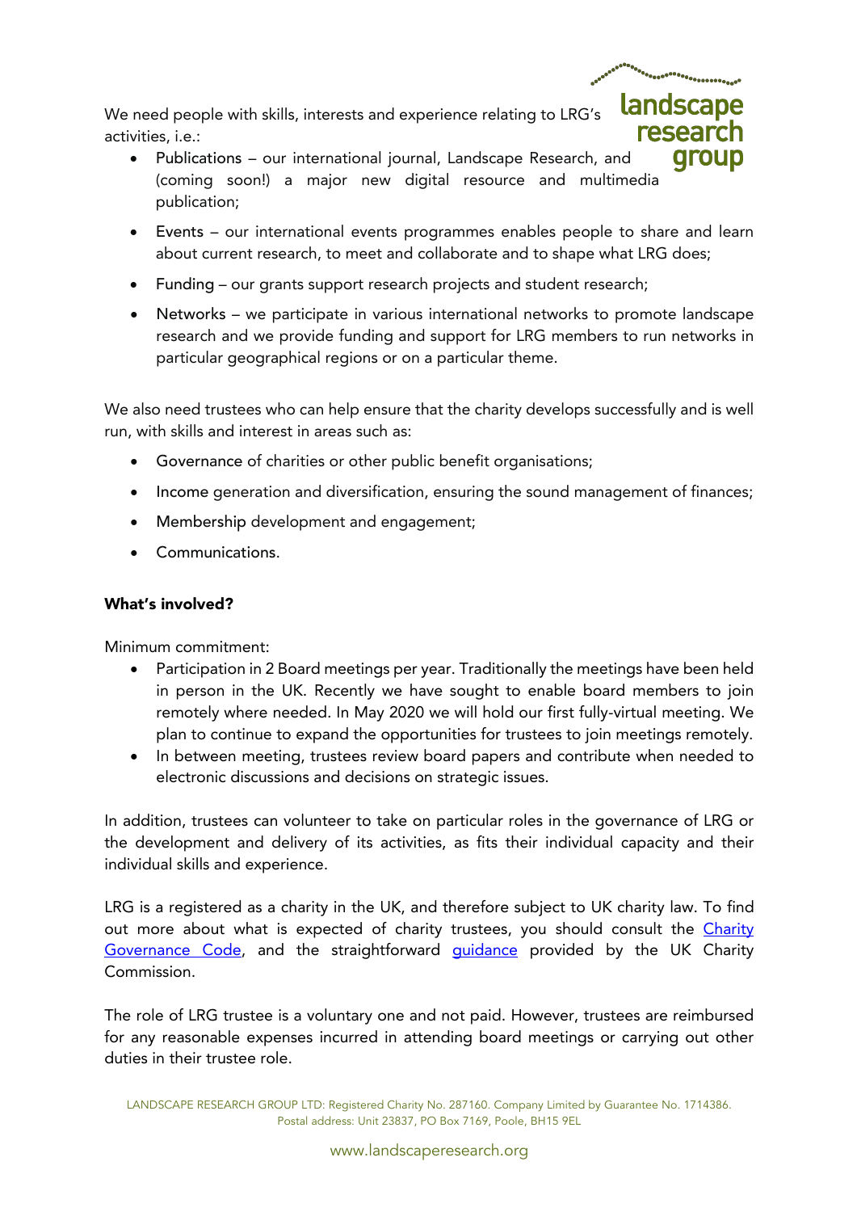We need people with skills, interests and experience relating to LRG's activities, i.e.:

- Publications – our international journal, Landscape Research, and (coming soon!) a major new digital resource and multimedia publication;
- Events – our international events programmes enables people to share and learn about current research, to meet and collaborate and to shape what LRG does;
- Funding – our grants support research projects and student research;
- Networks – we participate in various international networks to promote landscape research and we provide funding and support for LRG members to run networks in particular geographical regions or on a particular theme.

We also need trustees who can help ensure that the charity develops successfully and is well run, with skills and interest in areas such as:

- Governance of charities or other public benefit organisations;
- Income generation and diversification, ensuring the sound management of finances;
- Membership development and engagement;
- Communications.

**What's involved?**

Minimum commitment:

- Participation in 2 Board meetings per year. Traditionally the meetings have been held in person in the UK. Recently we have sought to enable board members to join remotely where needed. In May 2020 we will hold our first fully-virtual meeting. We plan to continue to expand the opportunities for trustees to join meetings remotely.
- In between meeting, trustees review board papers and contribute when needed to electronic discussions and decisions on strategic issues.

In addition, trustees can volunteer to take on particular roles in the governance of LRG or the development and delivery of its activities, as fits their individual capacity and their individual skills and experience.

LRG is a registered as a charity in the UK, and therefore subject to UK charity law. To find out more about what is expected of charity trustees, you should consult the Charity Governance Code, and the straightforward guidance provided by the UK Charity Commission.

The role of LRG trustee is a voluntary one and not paid. However, trustees are reimbursed for any reasonable expenses incurred in attending board meetings or carrying out other duties in their trustee role.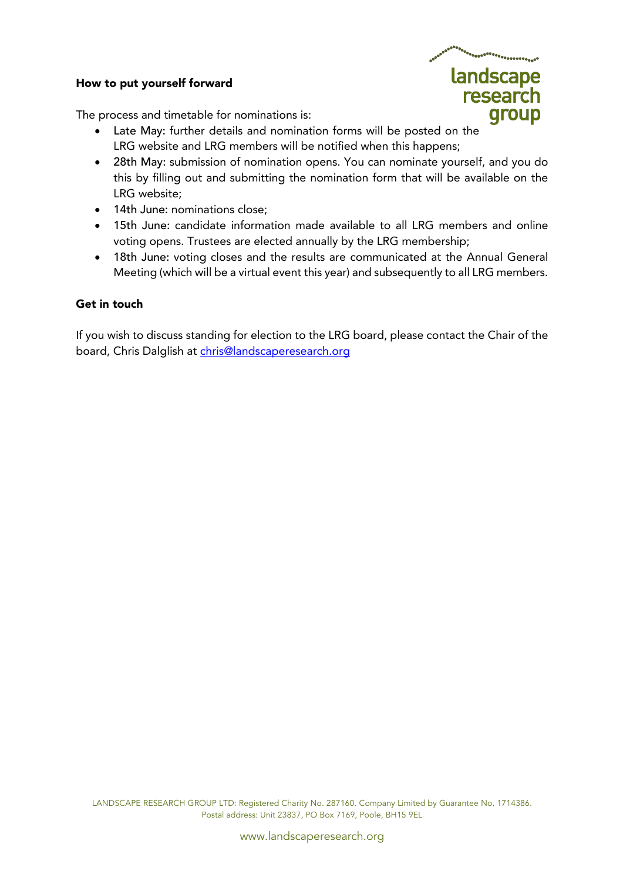## How to put yourself forward

The process and timetable for nominations is:

- Late May: further details and nomination forms will be posted on the LRG website and LRG members will be notified when this happens;
- 28th May: submission of nomination opens. You can nominate yourself, and you do this by filling out and submitting the nomination form that will be available on the LRG website;
- 14th June: nominations close;
- 15th June: candidate information made available to all LRG members and online voting opens. Trustees are elected annually by the LRG membership;
- 18th June: voting closes and the results are communicated at the Annual General Meeting (which will be a virtual event this year) and subsequently to all LRG members.

## Get in touch

If you wish to discuss standing for election to the LRG board, please contact the Chair of the board, Chris Dalglish at chris@landscaperesearch.org

LANDSCAPE RESEARCH GROUP LTD: Registered Charity No. 287160. Company Limited by Guarantee No. 1714386.
Postal address: Unit 23837, PO Box 7169, Poole, BH15 9EL

www.landscaperesearch.org